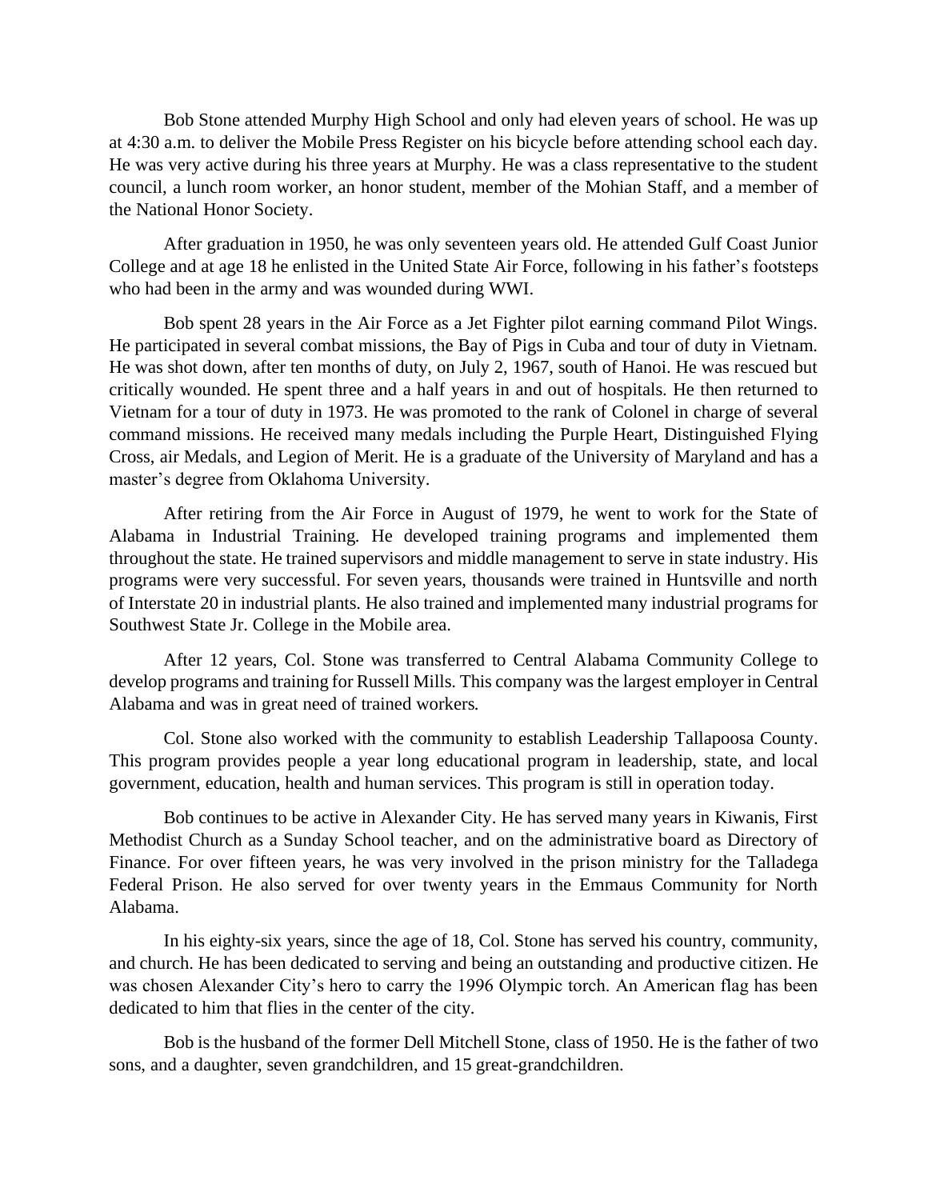Bob Stone attended Murphy High School and only had eleven years of school. He was up at 4:30 a.m. to deliver the Mobile Press Register on his bicycle before attending school each day. He was very active during his three years at Murphy. He was a class representative to the student council, a lunch room worker, an honor student, member of the Mohian Staff, and a member of the National Honor Society.

After graduation in 1950, he was only seventeen years old. He attended Gulf Coast Junior College and at age 18 he enlisted in the United State Air Force, following in his father's footsteps who had been in the army and was wounded during WWI.

Bob spent 28 years in the Air Force as a Jet Fighter pilot earning command Pilot Wings. He participated in several combat missions, the Bay of Pigs in Cuba and tour of duty in Vietnam. He was shot down, after ten months of duty, on July 2, 1967, south of Hanoi. He was rescued but critically wounded. He spent three and a half years in and out of hospitals. He then returned to Vietnam for a tour of duty in 1973. He was promoted to the rank of Colonel in charge of several command missions. He received many medals including the Purple Heart, Distinguished Flying Cross, air Medals, and Legion of Merit. He is a graduate of the University of Maryland and has a master's degree from Oklahoma University.

After retiring from the Air Force in August of 1979, he went to work for the State of Alabama in Industrial Training. He developed training programs and implemented them throughout the state. He trained supervisors and middle management to serve in state industry. His programs were very successful. For seven years, thousands were trained in Huntsville and north of Interstate 20 in industrial plants. He also trained and implemented many industrial programs for Southwest State Jr. College in the Mobile area.

After 12 years, Col. Stone was transferred to Central Alabama Community College to develop programs and training for Russell Mills. This company was the largest employer in Central Alabama and was in great need of trained workers.

Col. Stone also worked with the community to establish Leadership Tallapoosa County. This program provides people a year long educational program in leadership, state, and local government, education, health and human services. This program is still in operation today.

Bob continues to be active in Alexander City. He has served many years in Kiwanis, First Methodist Church as a Sunday School teacher, and on the administrative board as Directory of Finance. For over fifteen years, he was very involved in the prison ministry for the Talladega Federal Prison. He also served for over twenty years in the Emmaus Community for North Alabama.

In his eighty-six years, since the age of 18, Col. Stone has served his country, community, and church. He has been dedicated to serving and being an outstanding and productive citizen. He was chosen Alexander City's hero to carry the 1996 Olympic torch. An American flag has been dedicated to him that flies in the center of the city.

Bob is the husband of the former Dell Mitchell Stone, class of 1950. He is the father of two sons, and a daughter, seven grandchildren, and 15 great-grandchildren.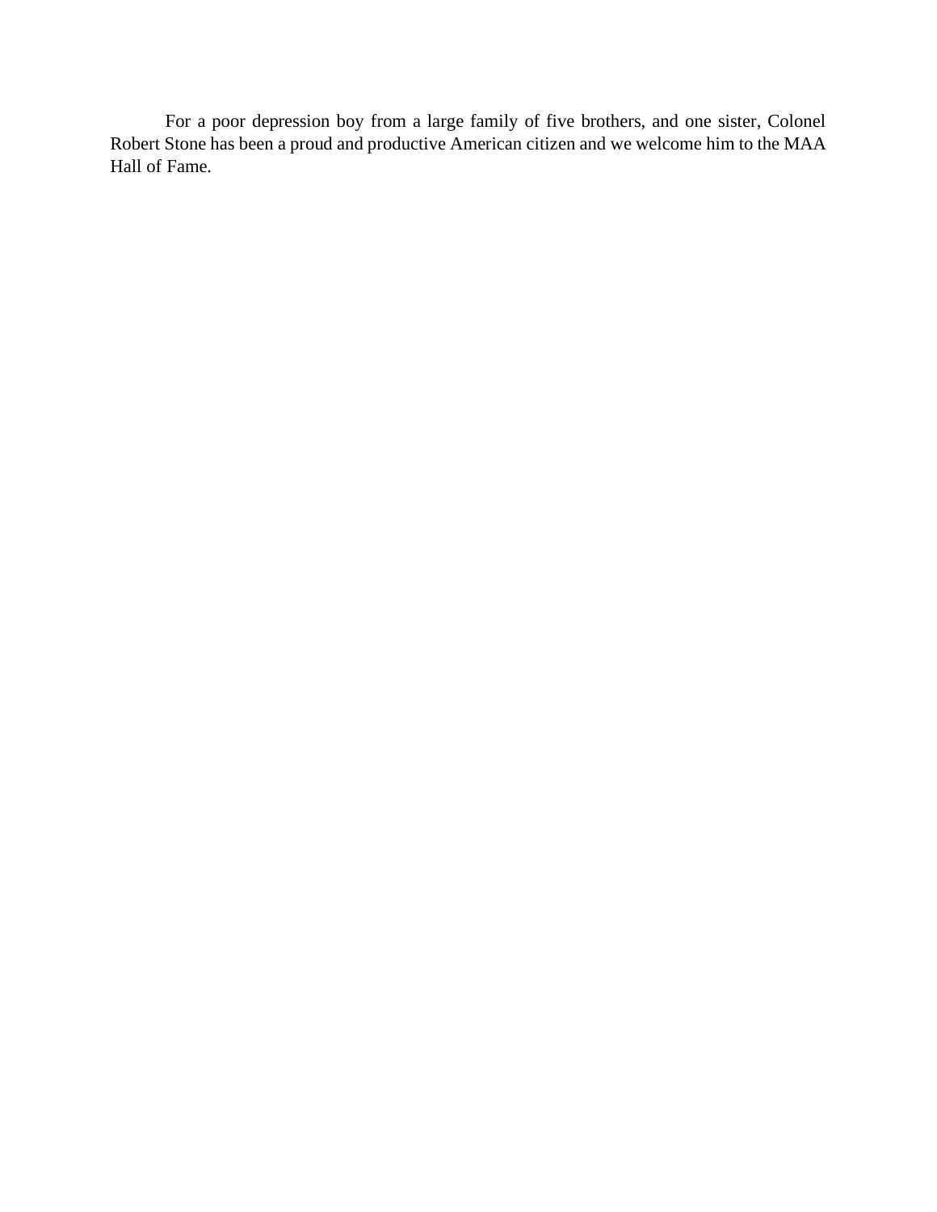For a poor depression boy from a large family of five brothers, and one sister, Colonel Robert Stone has been a proud and productive American citizen and we welcome him to the MAA Hall of Fame.